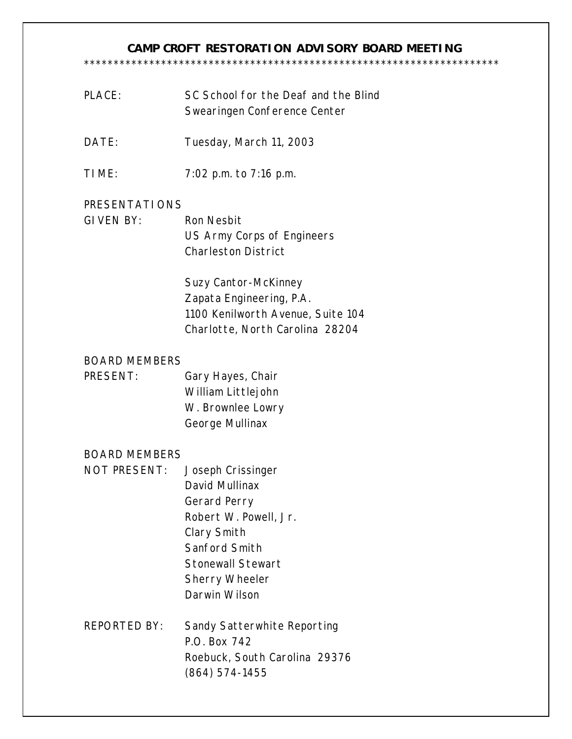# CAMP CROFT RESTORATION ADVISORY BOARD MEETING

***********************************************************************

PLACE: SC School for the Deaf and the Blind
Swearingen Conference Center

DATE: Tuesday, March 11, 2003

TIME: 7:02 p.m. to 7:16 p.m.

PRESENTATIONS GIVEN BY:

Ron Nesbit
US Army Corps of Engineers
Charleston District

Suzy Cantor-McKinney
Zapata Engineering, P.A.
1100 Kenilworth Avenue, Suite 104
Charlotte, North Carolina 28204

BOARD MEMBERS PRESENT:

Gary Hayes, Chair
William Littlejohn
W. Brownlee Lowry
George Mullinax

BOARD MEMBERS NOT PRESENT:

Joseph Crissinger
David Mullinax
Gerard Perry
Robert W. Powell, Jr.
Clary Smith
Sanford Smith
Stonewall Stewart
Sherry Wheeler
Darwin Wilson

REPORTED BY:

Sandy Satterwhite Reporting
P.O. Box 742
Roebuck, South Carolina 29376
(864) 574-1455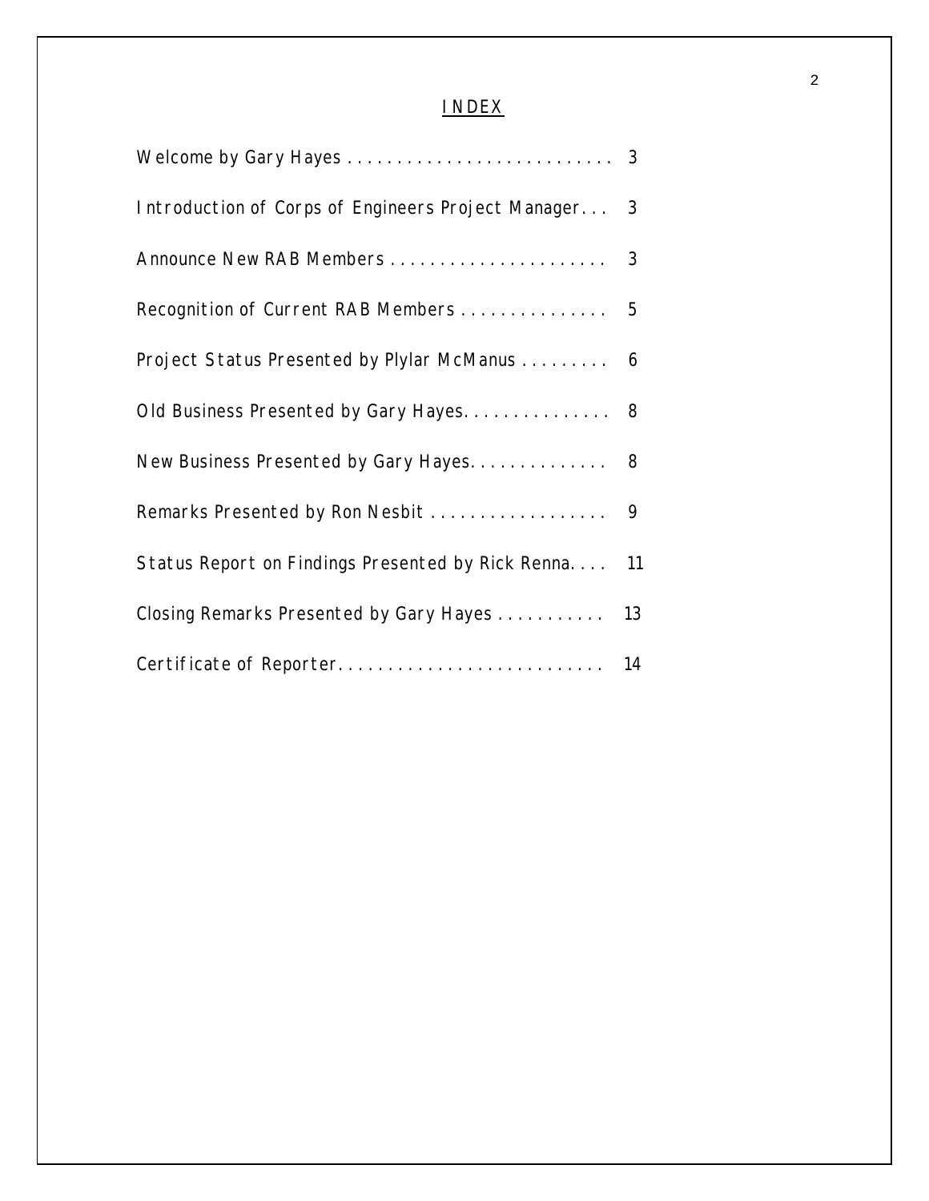# INDEX

| | |
|---|---|
| Welcome by Gary Hayes | 3 |
| Introduction of Corps of Engineers Project Manager | 3 |
| Announce New RAB Members | 3 |
| Recognition of Current RAB Members | 5 |
| Project Status Presented by Plylar McManus | 6 |
| Old Business Presented by Gary Hayes | 8 |
| New Business Presented by Gary Hayes | 8 |
| Remarks Presented by Ron Nesbit | 9 |
| Status Report on Findings Presented by Rick Renna | 11 |
| Closing Remarks Presented by Gary Hayes | 13 |
| Certificate of Reporter | 14 |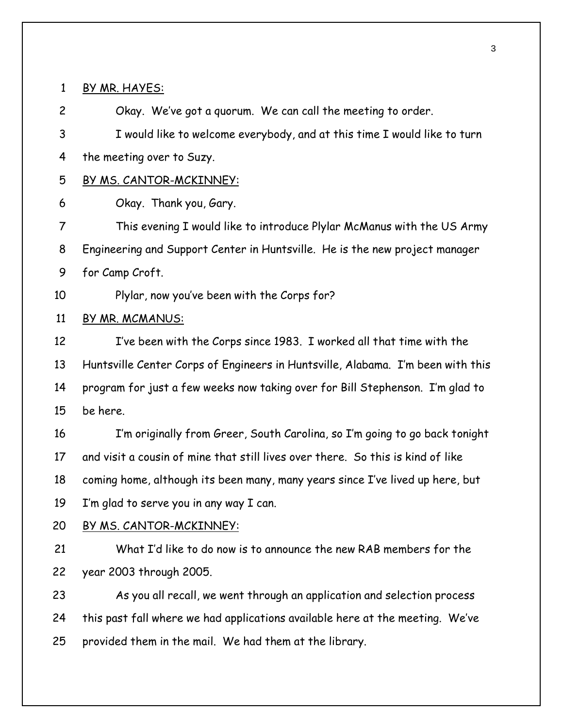BY MR. HAYES:

Okay. We've got a quorum. We can call the meeting to order.

I would like to welcome everybody, and at this time I would like to turn the meeting over to Suzy.

BY MS. CANTOR-MCKINNEY:

Okay. Thank you, Gary.

This evening I would like to introduce Plylar McManus with the US Army Engineering and Support Center in Huntsville. He is the new project manager for Camp Croft.

Plylar, now you've been with the Corps for?

BY MR. MCMANUS:

I've been with the Corps since 1983. I worked all that time with the Huntsville Center Corps of Engineers in Huntsville, Alabama. I'm been with this program for just a few weeks now taking over for Bill Stephenson. I'm glad to be here.

I'm originally from Greer, South Carolina, so I'm going to go back tonight and visit a cousin of mine that still lives over there. So this is kind of like coming home, although its been many, many years since I've lived up here, but I'm glad to serve you in any way I can.

BY MS. CANTOR-MCKINNEY:

What I'd like to do now is to announce the new RAB members for the year 2003 through 2005.

As you all recall, we went through an application and selection process this past fall where we had applications available here at the meeting. We've provided them in the mail. We had them at the library.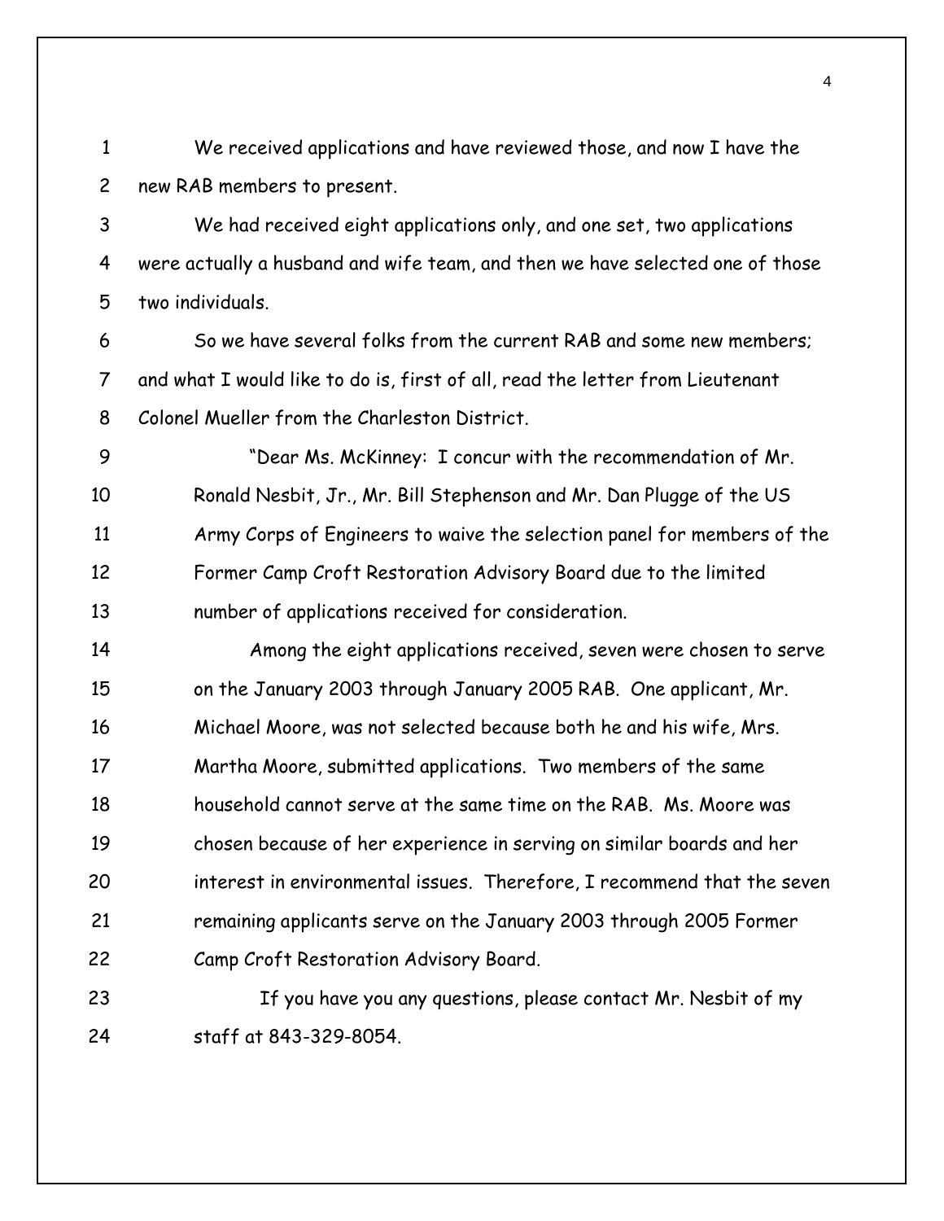We received applications and have reviewed those, and now I have the new RAB members to present.

We had received eight applications only, and one set, two applications were actually a husband and wife team, and then we have selected one of those two individuals.

So we have several folks from the current RAB and some new members; and what I would like to do is, first of all, read the letter from Lieutenant Colonel Mueller from the Charleston District.

> "Dear Ms. McKinney: I concur with the recommendation of Mr. Ronald Nesbit, Jr., Mr. Bill Stephenson and Mr. Dan Plugge of the US Army Corps of Engineers to waive the selection panel for members of the Former Camp Croft Restoration Advisory Board due to the limited number of applications received for consideration.
>
> Among the eight applications received, seven were chosen to serve on the January 2003 through January 2005 RAB. One applicant, Mr. Michael Moore, was not selected because both he and his wife, Mrs. Martha Moore, submitted applications. Two members of the same household cannot serve at the same time on the RAB. Ms. Moore was chosen because of her experience in serving on similar boards and her interest in environmental issues. Therefore, I recommend that the seven remaining applicants serve on the January 2003 through 2005 Former Camp Croft Restoration Advisory Board.
>
> If you have you any questions, please contact Mr. Nesbit of my staff at 843-329-8054.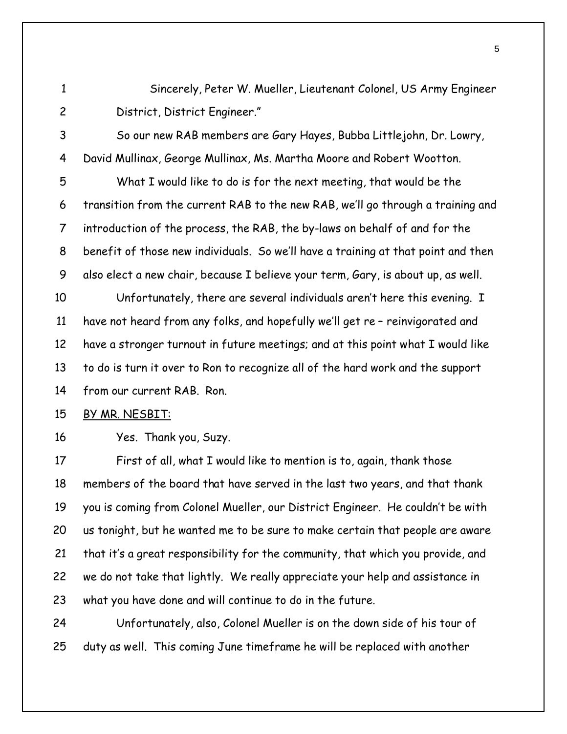Sincerely, Peter W. Mueller, Lieutenant Colonel, US Army Engineer District, District Engineer."

So our new RAB members are Gary Hayes, Bubba Littlejohn, Dr. Lowry, David Mullinax, George Mullinax, Ms. Martha Moore and Robert Wootton.

What I would like to do is for the next meeting, that would be the transition from the current RAB to the new RAB, we'll go through a training and introduction of the process, the RAB, the by-laws on behalf of and for the benefit of those new individuals. So we'll have a training at that point and then also elect a new chair, because I believe your term, Gary, is about up, as well.

Unfortunately, there are several individuals aren't here this evening. I have not heard from any folks, and hopefully we'll get re – reinvigorated and have a stronger turnout in future meetings; and at this point what I would like to do is turn it over to Ron to recognize all of the hard work and the support from our current RAB. Ron.

BY MR. NESBIT:

Yes. Thank you, Suzy.

First of all, what I would like to mention is to, again, thank those members of the board that have served in the last two years, and that thank you is coming from Colonel Mueller, our District Engineer. He couldn't be with us tonight, but he wanted me to be sure to make certain that people are aware that it's a great responsibility for the community, that which you provide, and we do not take that lightly. We really appreciate your help and assistance in what you have done and will continue to do in the future.

Unfortunately, also, Colonel Mueller is on the down side of his tour of duty as well. This coming June timeframe he will be replaced with another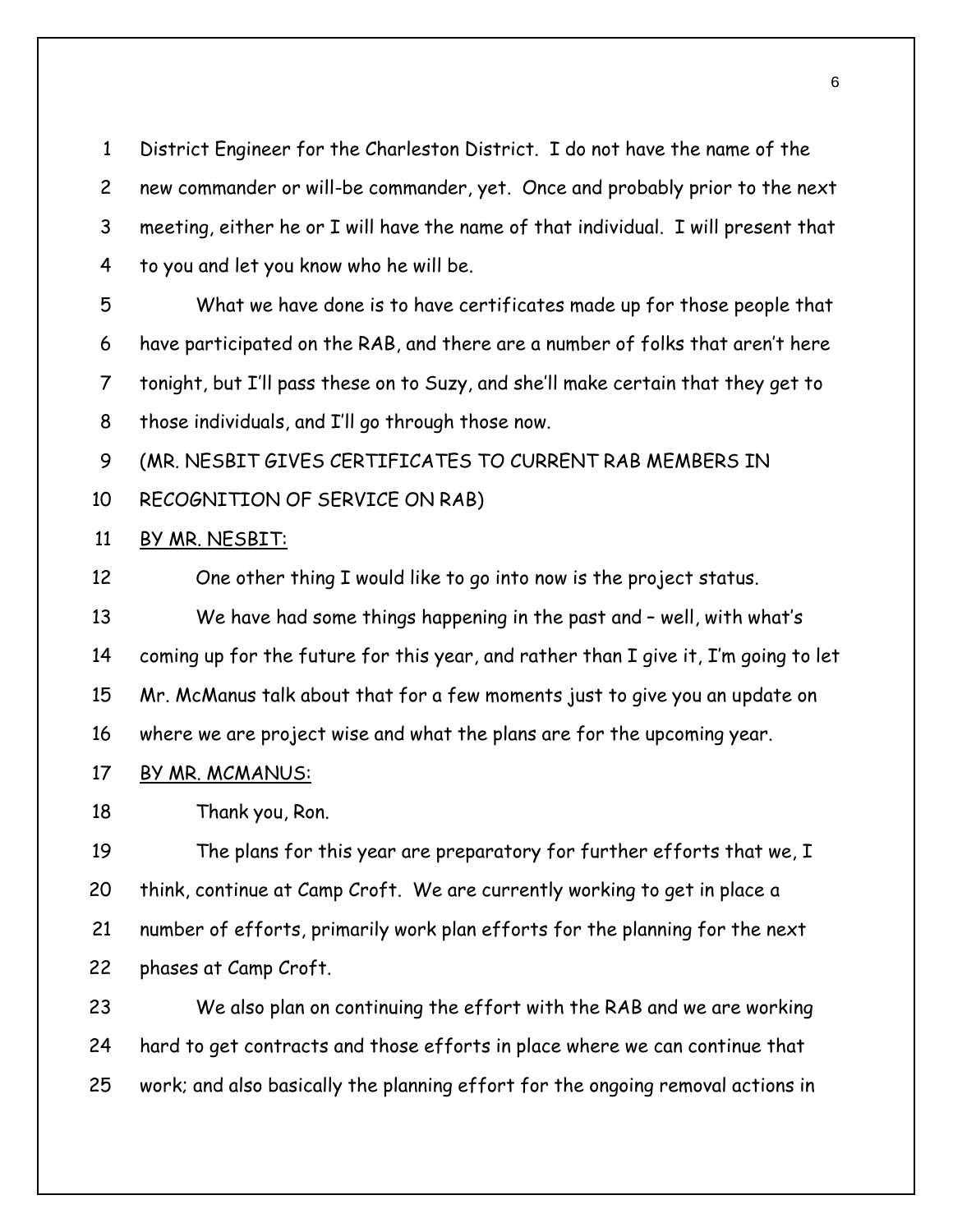1 District Engineer for the Charleston District. I do not have the name of the
2 new commander or will-be commander, yet. Once and probably prior to the next
3 meeting, either he or I will have the name of that individual. I will present that
4 to you and let you know who he will be.

5 What we have done is to have certificates made up for those people that
6 have participated on the RAB, and there are a number of folks that aren't here
7 tonight, but I'll pass these on to Suzy, and she'll make certain that they get to
8 those individuals, and I'll go through those now.

9 (MR. NESBIT GIVES CERTIFICATES TO CURRENT RAB MEMBERS IN
10 RECOGNITION OF SERVICE ON RAB)

11 BY MR. NESBIT:

12 One other thing I would like to go into now is the project status.

13 We have had some things happening in the past and – well, with what's
14 coming up for the future for this year, and rather than I give it, I'm going to let
15 Mr. McManus talk about that for a few moments just to give you an update on
16 where we are project wise and what the plans are for the upcoming year.

17 BY MR. MCMANUS:

18 Thank you, Ron.

19 The plans for this year are preparatory for further efforts that we, I
20 think, continue at Camp Croft. We are currently working to get in place a
21 number of efforts, primarily work plan efforts for the planning for the next
22 phases at Camp Croft.

23 We also plan on continuing the effort with the RAB and we are working
24 hard to get contracts and those efforts in place where we can continue that
25 work; and also basically the planning effort for the ongoing removal actions in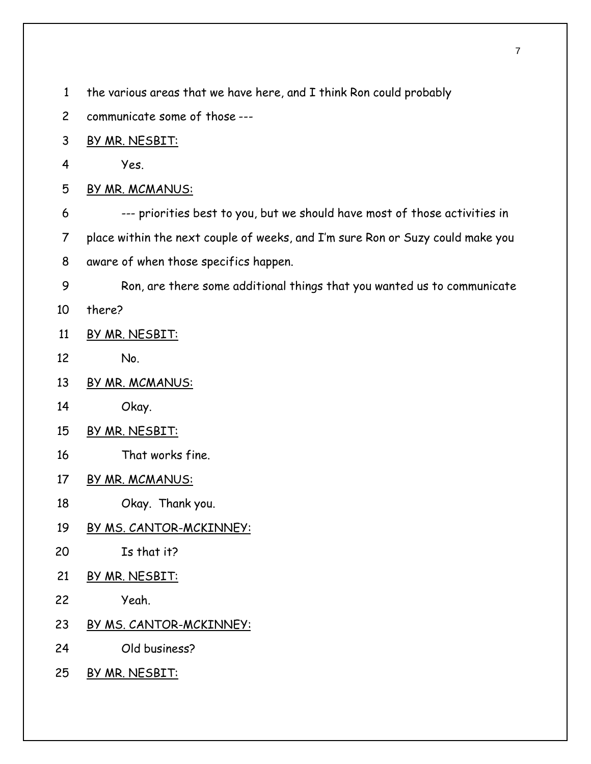1 the various areas that we have here, and I think Ron could probably

2 communicate some of those ---

3 BY MR. NESBIT:

4 Yes.

5 BY MR. MCMANUS:

6 --- priorities best to you, but we should have most of those activities in

7 place within the next couple of weeks, and I'm sure Ron or Suzy could make you

8 aware of when those specifics happen.

9 Ron, are there some additional things that you wanted us to communicate

10 there?

11 BY MR. NESBIT:

12 No.

13 BY MR. MCMANUS:

14 Okay.

15 BY MR. NESBIT:

16 That works fine.

17 BY MR. MCMANUS:

18 Okay. Thank you.

19 BY MS. CANTOR-MCKINNEY:

20 Is that it?

21 BY MR. NESBIT:

22 Yeah.

23 BY MS. CANTOR-MCKINNEY:

24 Old business?

25 BY MR. NESBIT: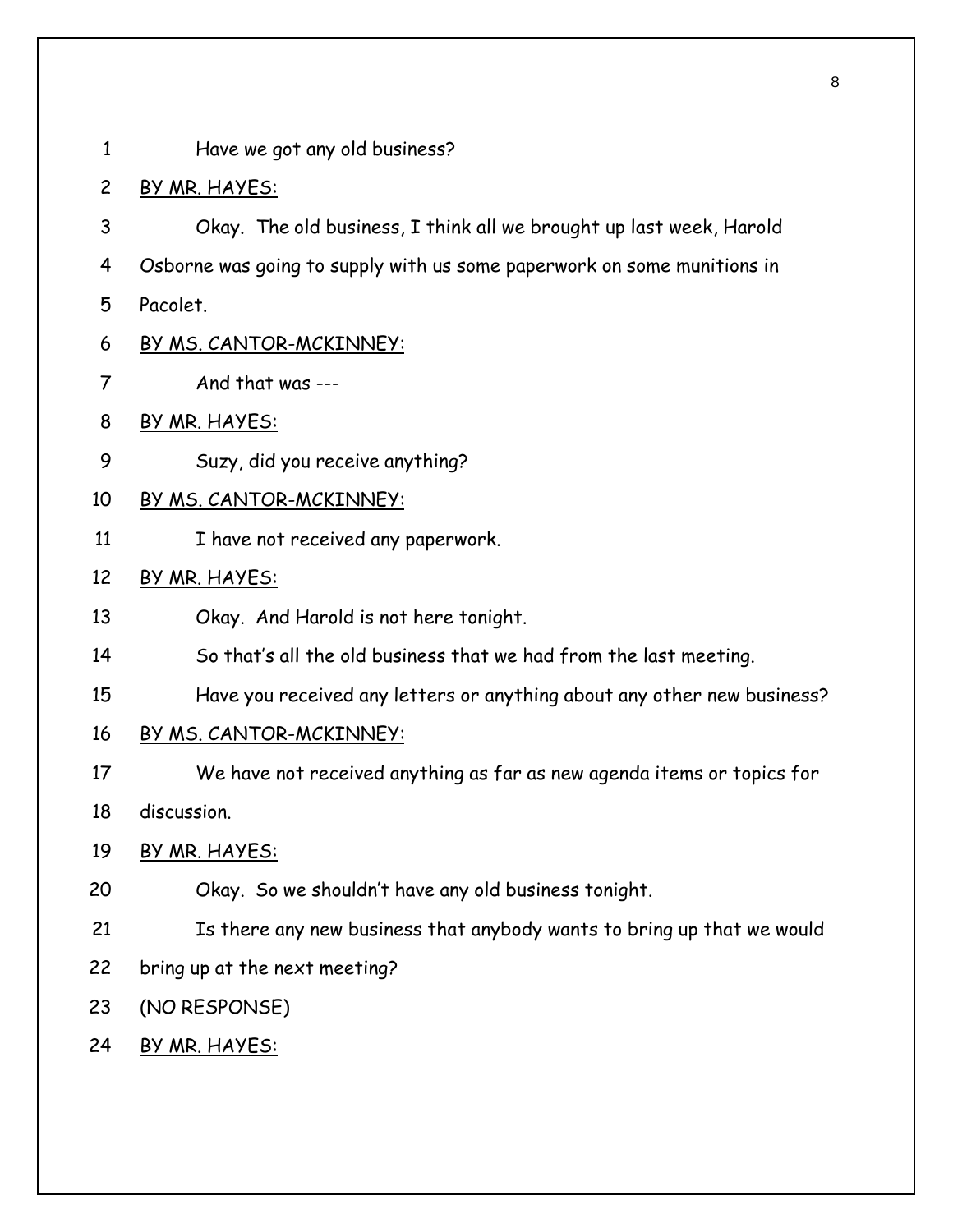Have we got any old business?

BY MR. HAYES:

Okay. The old business, I think all we brought up last week, Harold Osborne was going to supply with us some paperwork on some munitions in Pacolet.

BY MS. CANTOR-MCKINNEY:

And that was ---

BY MR. HAYES:

Suzy, did you receive anything?

BY MS. CANTOR-MCKINNEY:

I have not received any paperwork.

BY MR. HAYES:

Okay. And Harold is not here tonight.

So that's all the old business that we had from the last meeting.

Have you received any letters or anything about any other new business?

BY MS. CANTOR-MCKINNEY:

We have not received anything as far as new agenda items or topics for discussion.

BY MR. HAYES:

Okay. So we shouldn't have any old business tonight.

Is there any new business that anybody wants to bring up that we would bring up at the next meeting?

(NO RESPONSE)

BY MR. HAYES: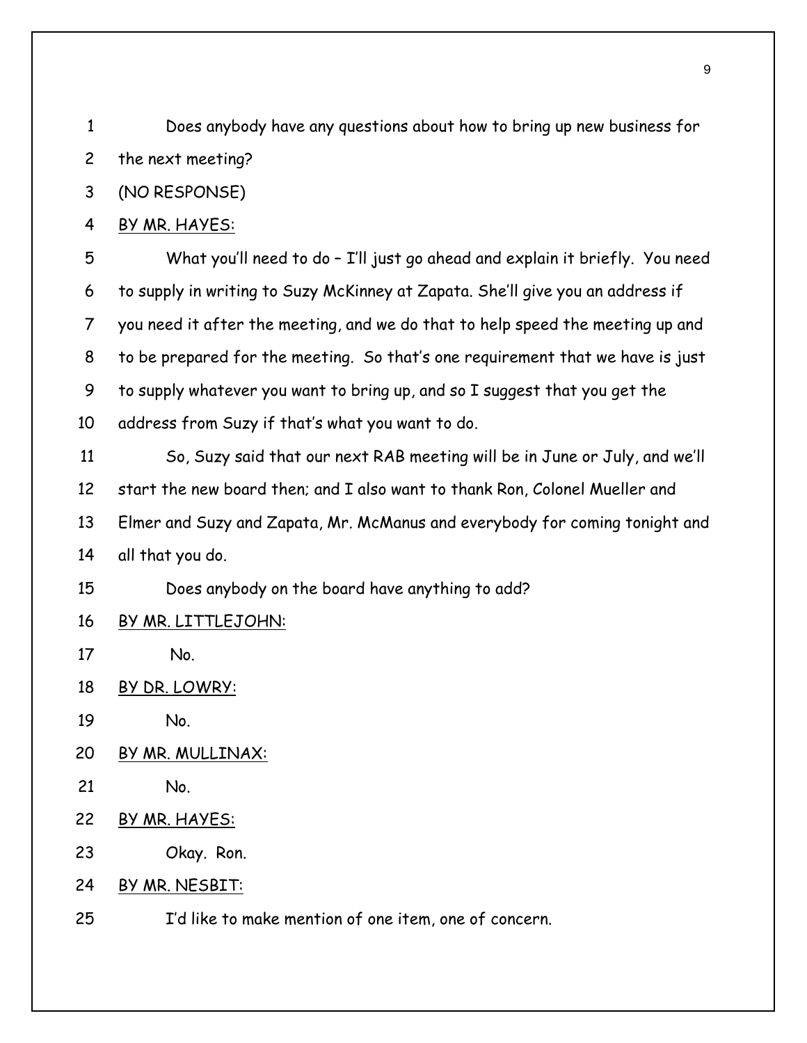Does anybody have any questions about how to bring up new business for the next meeting?

(NO RESPONSE)

BY MR. HAYES:

What you'll need to do – I'll just go ahead and explain it briefly. You need to supply in writing to Suzy McKinney at Zapata. She'll give you an address if you need it after the meeting, and we do that to help speed the meeting up and to be prepared for the meeting. So that's one requirement that we have is just to supply whatever you want to bring up, and so I suggest that you get the address from Suzy if that's what you want to do.

So, Suzy said that our next RAB meeting will be in June or July, and we'll start the new board then; and I also want to thank Ron, Colonel Mueller and Elmer and Suzy and Zapata, Mr. McManus and everybody for coming tonight and all that you do.

Does anybody on the board have anything to add?

BY MR. LITTLEJOHN:

No.

BY DR. LOWRY:

No.

BY MR. MULLINAX:

No.

BY MR. HAYES:

Okay. Ron.

BY MR. NESBIT:

I'd like to make mention of one item, one of concern.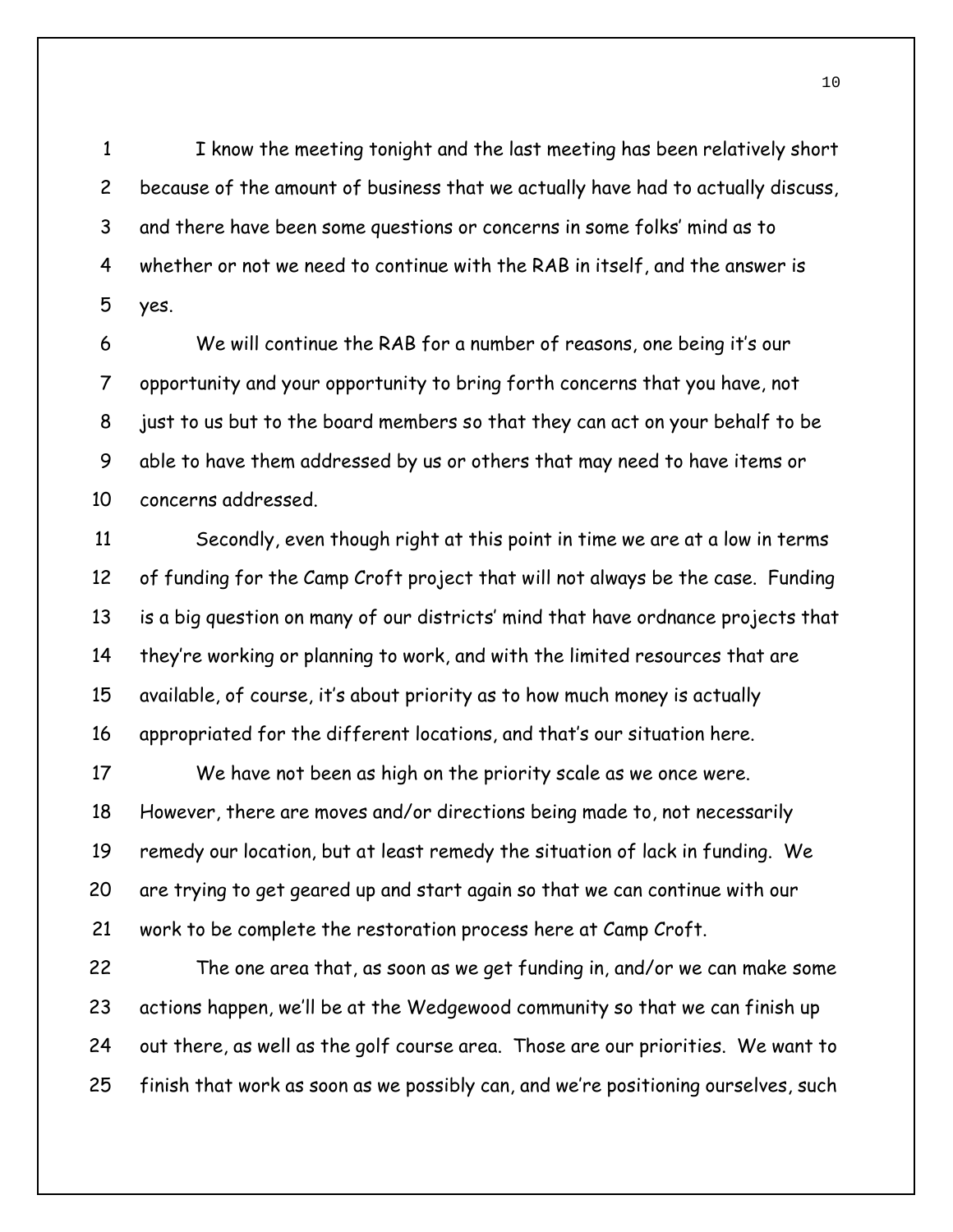I know the meeting tonight and the last meeting has been relatively short because of the amount of business that we actually have had to actually discuss, and there have been some questions or concerns in some folks' mind as to whether or not we need to continue with the RAB in itself, and the answer is yes.

We will continue the RAB for a number of reasons, one being it's our opportunity and your opportunity to bring forth concerns that you have, not just to us but to the board members so that they can act on your behalf to be able to have them addressed by us or others that may need to have items or concerns addressed.

Secondly, even though right at this point in time we are at a low in terms of funding for the Camp Croft project that will not always be the case. Funding is a big question on many of our districts' mind that have ordnance projects that they're working or planning to work, and with the limited resources that are available, of course, it's about priority as to how much money is actually appropriated for the different locations, and that's our situation here.

We have not been as high on the priority scale as we once were. However, there are moves and/or directions being made to, not necessarily remedy our location, but at least remedy the situation of lack in funding. We are trying to get geared up and start again so that we can continue with our work to be complete the restoration process here at Camp Croft.

The one area that, as soon as we get funding in, and/or we can make some actions happen, we'll be at the Wedgewood community so that we can finish up out there, as well as the golf course area. Those are our priorities. We want to finish that work as soon as we possibly can, and we're positioning ourselves, such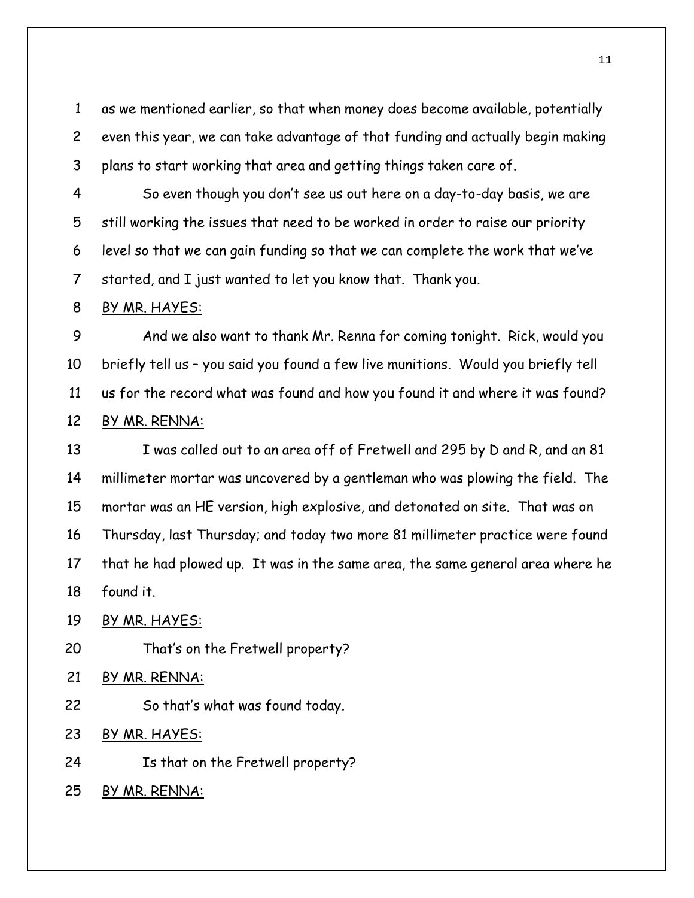as we mentioned earlier, so that when money does become available, potentially even this year, we can take advantage of that funding and actually begin making plans to start working that area and getting things taken care of.

So even though you don't see us out here on a day-to-day basis, we are still working the issues that need to be worked in order to raise our priority level so that we can gain funding so that we can complete the work that we've started, and I just wanted to let you know that. Thank you.

BY MR. HAYES:

And we also want to thank Mr. Renna for coming tonight. Rick, would you briefly tell us – you said you found a few live munitions. Would you briefly tell us for the record what was found and how you found it and where it was found?

BY MR. RENNA:

I was called out to an area off of Fretwell and 295 by D and R, and an 81 millimeter mortar was uncovered by a gentleman who was plowing the field. The mortar was an HE version, high explosive, and detonated on site. That was on Thursday, last Thursday; and today two more 81 millimeter practice were found that he had plowed up. It was in the same area, the same general area where he found it.

BY MR. HAYES:

That's on the Fretwell property?

BY MR. RENNA:

So that's what was found today.

BY MR. HAYES:

Is that on the Fretwell property?

BY MR. RENNA: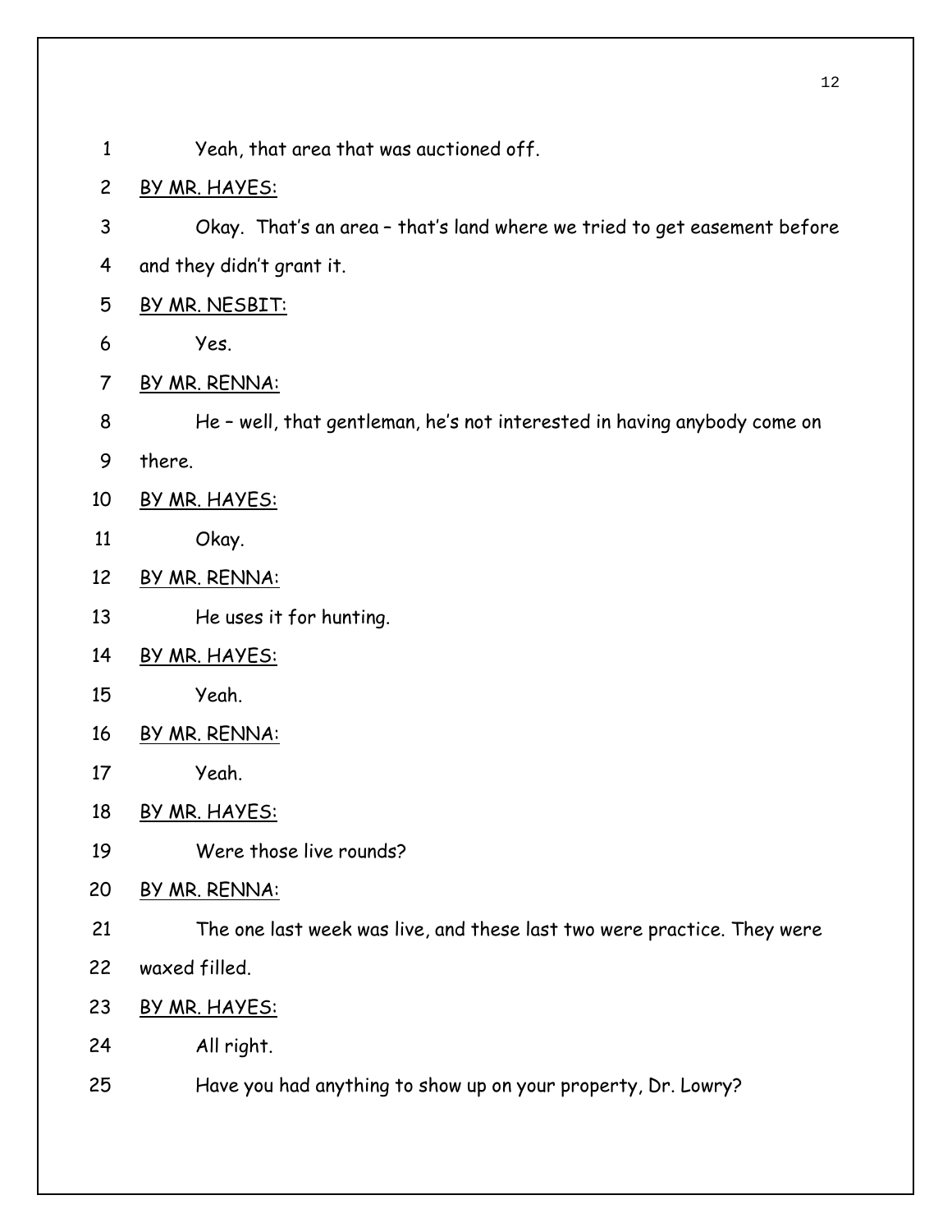1 Yeah, that area that was auctioned off.

2 BY MR. HAYES:

3 Okay. That's an area – that's land where we tried to get easement before

4 and they didn't grant it.

5 BY MR. NESBIT:

6 Yes.

7 BY MR. RENNA:

8 He – well, that gentleman, he's not interested in having anybody come on

9 there.

10 BY MR. HAYES:

11 Okay.

12 BY MR. RENNA:

13 He uses it for hunting.

14 BY MR. HAYES:

15 Yeah.

16 BY MR. RENNA:

17 Yeah.

18 BY MR. HAYES:

19 Were those live rounds?

20 BY MR. RENNA:

21 The one last week was live, and these last two were practice. They were

22 waxed filled.

23 BY MR. HAYES:

24 All right.

25 Have you had anything to show up on your property, Dr. Lowry?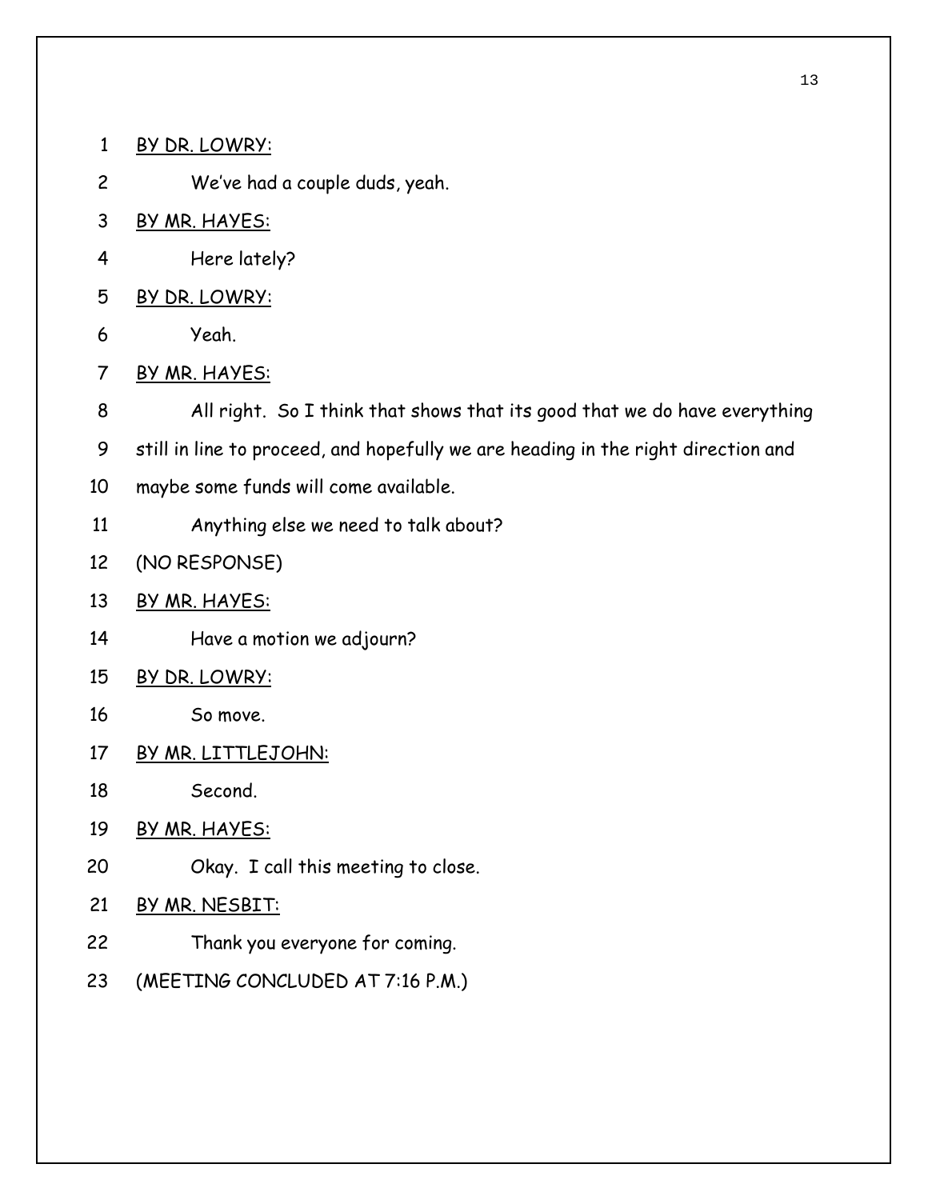BY DR. LOWRY:

We've had a couple duds, yeah.

BY MR. HAYES:

Here lately?

BY DR. LOWRY:

Yeah.

BY MR. HAYES:

All right. So I think that shows that its good that we do have everything still in line to proceed, and hopefully we are heading in the right direction and maybe some funds will come available.

Anything else we need to talk about?

(NO RESPONSE)

BY MR. HAYES:

Have a motion we adjourn?

BY DR. LOWRY:

So move.

BY MR. LITTLEJOHN:

Second.

BY MR. HAYES:

Okay. I call this meeting to close.

BY MR. NESBIT:

Thank you everyone for coming.

(MEETING CONCLUDED AT 7:16 P.M.)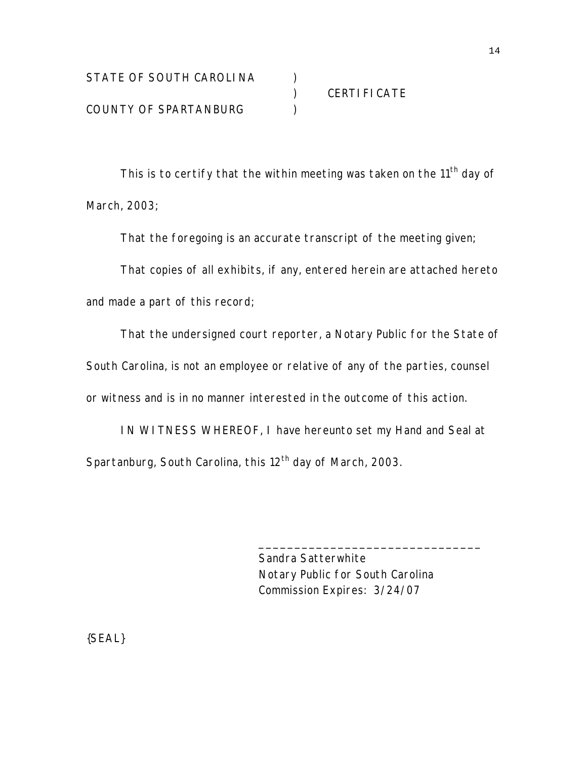STATE OF SOUTH CAROLINA )
) CERTIFICATE
COUNTY OF SPARTANBURG )

This is to certify that the within meeting was taken on the 11th day of March, 2003;

That the foregoing is an accurate transcript of the meeting given;

That copies of all exhibits, if any, entered herein are attached hereto and made a part of this record;

That the undersigned court reporter, a Notary Public for the State of South Carolina, is not an employee or relative of any of the parties, counsel or witness and is in no manner interested in the outcome of this action.

IN WITNESS WHEREOF, I have hereunto set my Hand and Seal at Spartanburg, South Carolina, this 12th day of March, 2003.

_______________________________
Sandra Satterwhite
Notary Public for South Carolina
Commission Expires: 3/24/07

{SEAL}